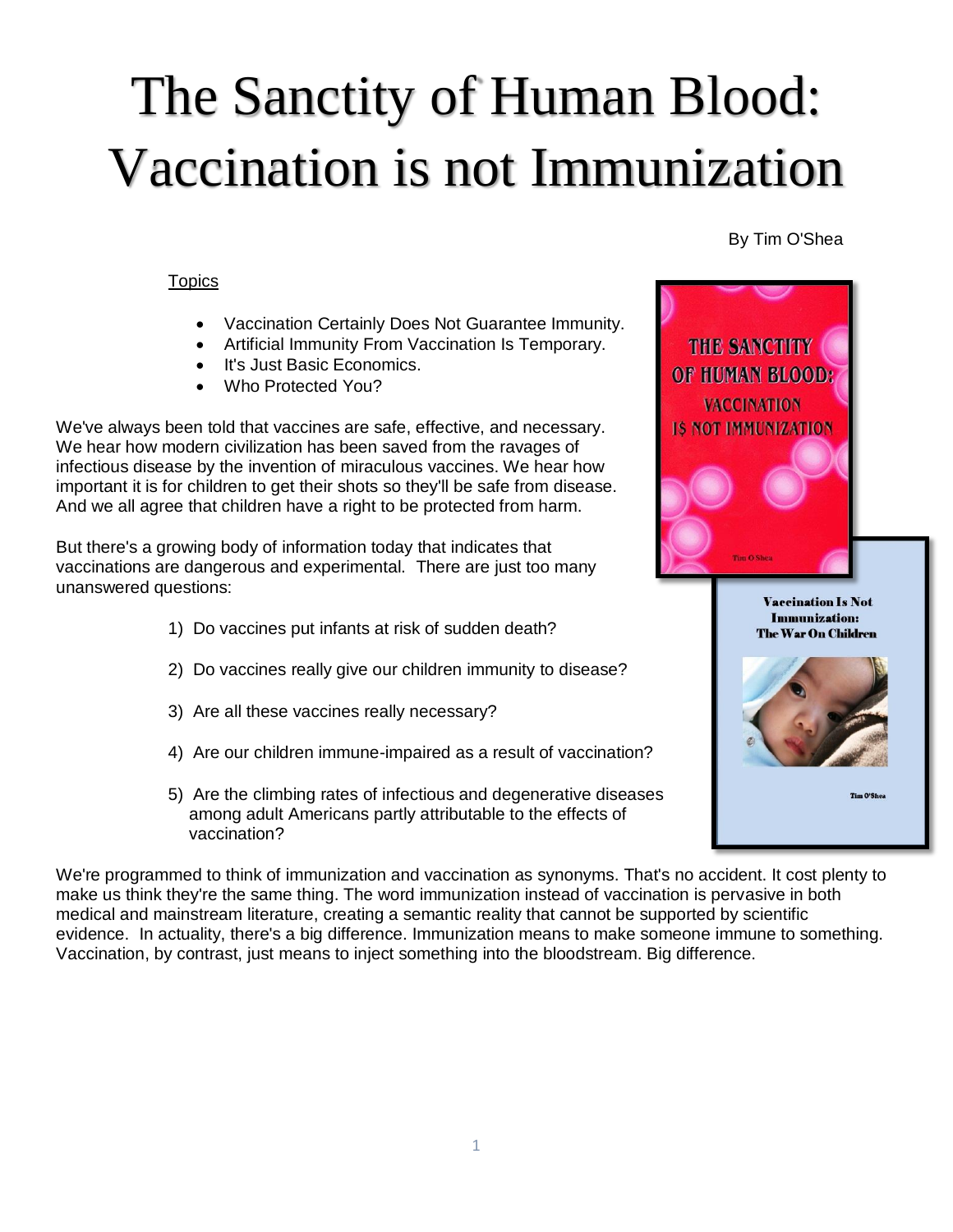# The Sanctity of Human Blood: Vaccination is not Immunization

By Tim O'Shea

Topics

- Vaccination Certainly Does Not Guarantee Immunity.
- Artificial Immunity From Vaccination Is Temporary.
- It's Just Basic Economics.
- Who Protected You?

We've always been told that vaccines are safe, effective, and necessary. We hear how modern civilization has been saved from the ravages of infectious disease by the invention of miraculous vaccines. We hear how important it is for children to get their shots so they'll be safe from disease. And we all agree that children have a right to be protected from harm.

But there's a growing body of information today that indicates that vaccinations are dangerous and experimental. There are just too many unanswered questions:

1) Do vaccines put infants at risk of sudden death?

2) Do vaccines really give our children immunity to disease?

3) Are all these vaccines really necessary?

4) Are our children immune-impaired as a result of vaccination?

5) Are the climbing rates of infectious and degenerative diseases among adult Americans partly attributable to the effects of vaccination?

We're programmed to think of immunization and vaccination as synonyms. That's no accident. It cost plenty to make us think they're the same thing. The word immunization instead of vaccination is pervasive in both medical and mainstream literature, creating a semantic reality that cannot be supported by scientific evidence. In actuality, there's a big difference. Immunization means to make someone immune to something. Vaccination, by contrast, just means to inject something into the bloodstream. Big difference.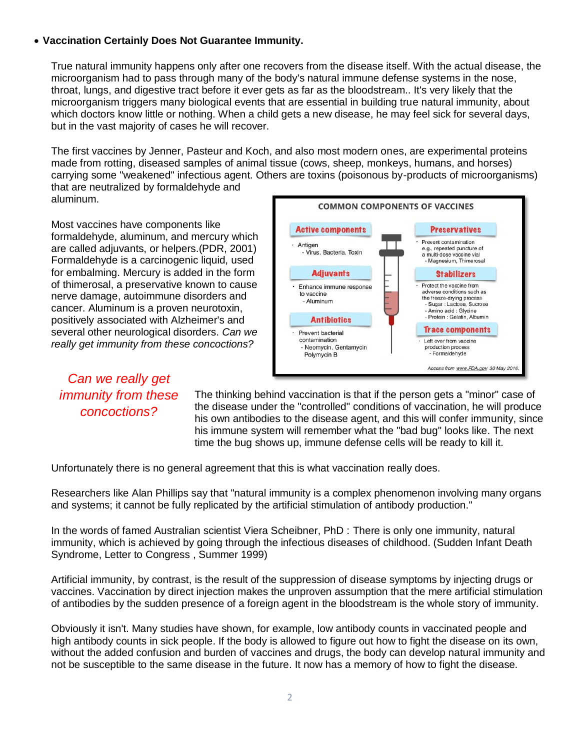- **Vaccination Certainly Does Not Guarantee Immunity.**

True natural immunity happens only after one recovers from the disease itself. With the actual disease, the microorganism had to pass through many of the body's natural immune defense systems in the nose, throat, lungs, and digestive tract before it ever gets as far as the bloodstream.. It's very likely that the microorganism triggers many biological events that are essential in building true natural immunity, about which doctors know little or nothing. When a child gets a new disease, he may feel sick for several days, but in the vast majority of cases he will recover.

The first vaccines by Jenner, Pasteur and Koch, and also most modern ones, are experimental proteins made from rotting, diseased samples of animal tissue (cows, sheep, monkeys, humans, and horses) carrying some "weakened" infectious agent. Others are toxins (poisonous by-products of microorganisms) that are neutralized by formaldehyde and aluminum.

Most vaccines have components like formaldehyde, aluminum, and mercury which are called adjuvants, or helpers.(PDR, 2001) Formaldehyde is a carcinogenic liquid, used for embalming. Mercury is added in the form of thimerosal, a preservative known to cause nerve damage, autoimmune disorders and cancer. Aluminum is a proven neurotoxin, positively associated with Alzheimer's and several other neurological disorders. *Can we really get immunity from these concoctions?*

**COMMON COMPONENTS OF VACCINES**

| Component | Description |
|---|---|
| Active components | Antigen - Virus, Bacteria, Toxin |
| Adjuvants | Enhance immune response to vaccine - Aluminum |
| Antibiotics | Prevent bacterial contamination - Neomycin, Gentamycin Polymycin B |
| Preservatives | Prevent contamination e.g., repeated puncture of a multi-dose vaccine vial - Magnesium, Thimerosal |
| Stabilizers | Protect the vaccine from adverse conditions such as the freeze-drying process - Sugar : Lactose, Sucrose - Amino acid : Glycine - Protein : Gelatin, Albumin |
| Trace components | Left over from vaccine production process - Formaldehyde |

Access from www.FDA.gov 30 May 2016.

*Can we really get immunity from these concoctions?*

The thinking behind vaccination is that if the person gets a "minor" case of the disease under the "controlled" conditions of vaccination, he will produce his own antibodies to the disease agent, and this will confer immunity, since his immune system will remember what the "bad bug" looks like. The next time the bug shows up, immune defense cells will be ready to kill it.

Unfortunately there is no general agreement that this is what vaccination really does.

Researchers like Alan Phillips say that "natural immunity is a complex phenomenon involving many organs and systems; it cannot be fully replicated by the artificial stimulation of antibody production."

In the words of famed Australian scientist Viera Scheibner, PhD : There is only one immunity, natural immunity, which is achieved by going through the infectious diseases of childhood. (Sudden Infant Death Syndrome, Letter to Congress , Summer 1999)

Artificial immunity, by contrast, is the result of the suppression of disease symptoms by injecting drugs or vaccines. Vaccination by direct injection makes the unproven assumption that the mere artificial stimulation of antibodies by the sudden presence of a foreign agent in the bloodstream is the whole story of immunity.

Obviously it isn't. Many studies have shown, for example, low antibody counts in vaccinated people and high antibody counts in sick people. If the body is allowed to figure out how to fight the disease on its own, without the added confusion and burden of vaccines and drugs, the body can develop natural immunity and not be susceptible to the same disease in the future. It now has a memory of how to fight the disease.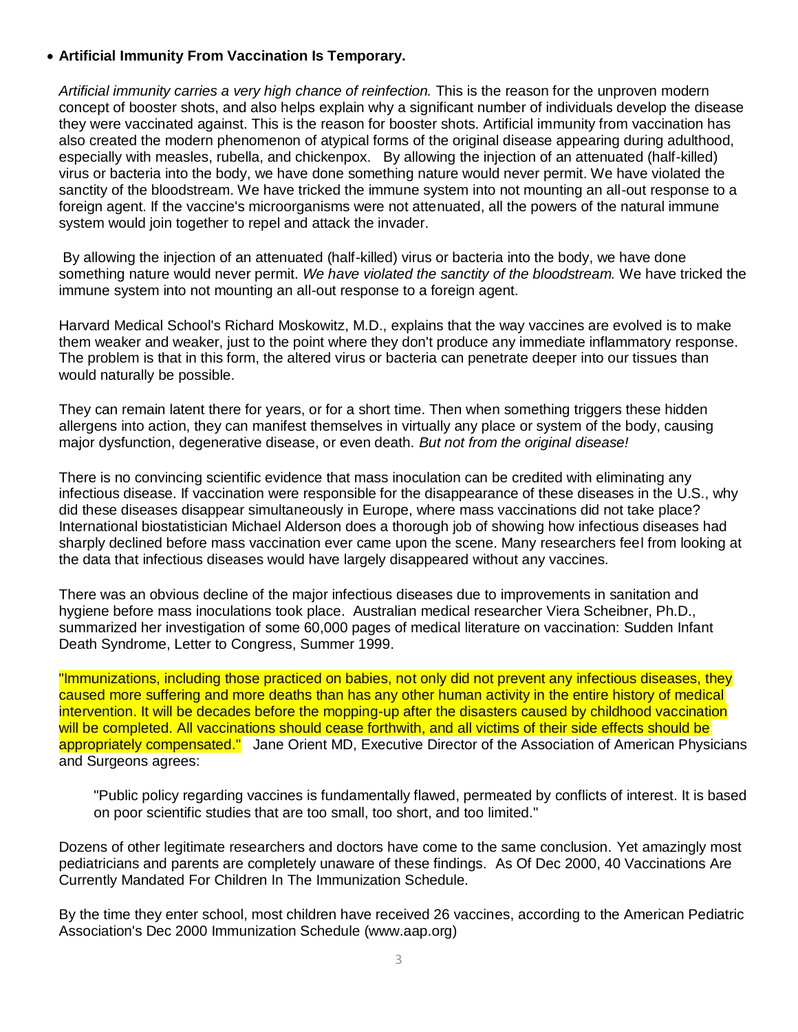- **Artificial Immunity From Vaccination Is Temporary.**

  *Artificial immunity carries a very high chance of reinfection.* This is the reason for the unproven modern concept of booster shots, and also helps explain why a significant number of individuals develop the disease they were vaccinated against. This is the reason for booster shots. Artificial immunity from vaccination has also created the modern phenomenon of atypical forms of the original disease appearing during adulthood, especially with measles, rubella, and chickenpox. By allowing the injection of an attenuated (half-killed) virus or bacteria into the body, we have done something nature would never permit. We have violated the sanctity of the bloodstream. We have tricked the immune system into not mounting an all-out response to a foreign agent. If the vaccine's microorganisms were not attenuated, all the powers of the natural immune system would join together to repel and attack the invader.

  By allowing the injection of an attenuated (half-killed) virus or bacteria into the body, we have done something nature would never permit. *We have violated the sanctity of the bloodstream.* We have tricked the immune system into not mounting an all-out response to a foreign agent.

  Harvard Medical School's Richard Moskowitz, M.D., explains that the way vaccines are evolved is to make them weaker and weaker, just to the point where they don't produce any immediate inflammatory response. The problem is that in this form, the altered virus or bacteria can penetrate deeper into our tissues than would naturally be possible.

  They can remain latent there for years, or for a short time. Then when something triggers these hidden allergens into action, they can manifest themselves in virtually any place or system of the body, causing major dysfunction, degenerative disease, or even death. *But not from the original disease!*

  There is no convincing scientific evidence that mass inoculation can be credited with eliminating any infectious disease. If vaccination were responsible for the disappearance of these diseases in the U.S., why did these diseases disappear simultaneously in Europe, where mass vaccinations did not take place? International biostatistician Michael Alderson does a thorough job of showing how infectious diseases had sharply declined before mass vaccination ever came upon the scene. Many researchers feel from looking at the data that infectious diseases would have largely disappeared without any vaccines.

  There was an obvious decline of the major infectious diseases due to improvements in sanitation and hygiene before mass inoculations took place. Australian medical researcher Viera Scheibner, Ph.D., summarized her investigation of some 60,000 pages of medical literature on vaccination: Sudden Infant Death Syndrome, Letter to Congress, Summer 1999.

  "Immunizations, including those practiced on babies, not only did not prevent any infectious diseases, they caused more suffering and more deaths than has any other human activity in the entire history of medical intervention. It will be decades before the mopping-up after the disasters caused by childhood vaccination will be completed. All vaccinations should cease forthwith, and all victims of their side effects should be appropriately compensated." Jane Orient MD, Executive Director of the Association of American Physicians and Surgeons agrees:

  > "Public policy regarding vaccines is fundamentally flawed, permeated by conflicts of interest. It is based on poor scientific studies that are too small, too short, and too limited."

  Dozens of other legitimate researchers and doctors have come to the same conclusion. Yet amazingly most pediatricians and parents are completely unaware of these findings. As Of Dec 2000, 40 Vaccinations Are Currently Mandated For Children In The Immunization Schedule.

  By the time they enter school, most children have received 26 vaccines, according to the American Pediatric Association's Dec 2000 Immunization Schedule (www.aap.org)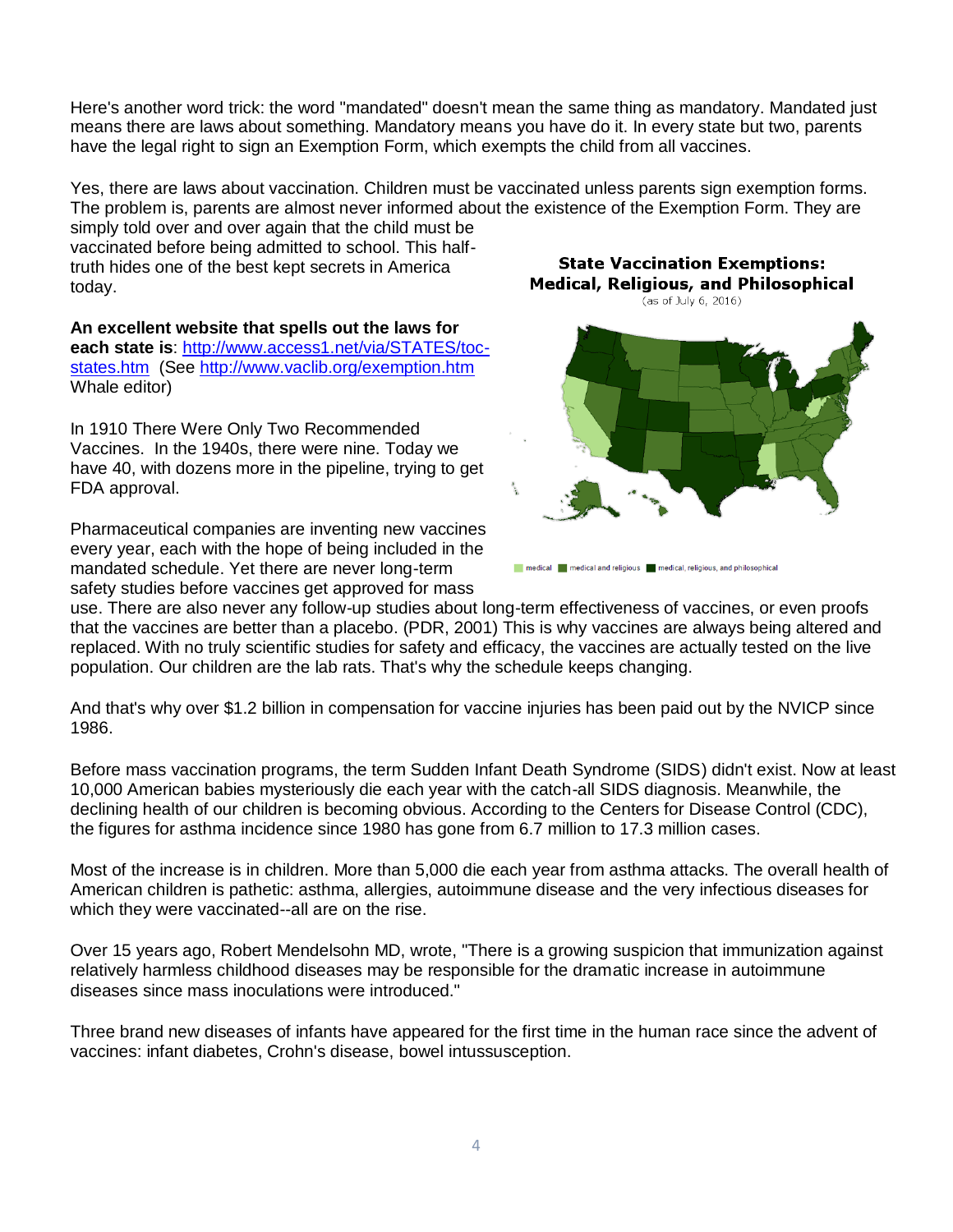Here's another word trick: the word "mandated" doesn't mean the same thing as mandatory. Mandated just means there are laws about something. Mandatory means you have do it. In every state but two, parents have the legal right to sign an Exemption Form, which exempts the child from all vaccines.

Yes, there are laws about vaccination. Children must be vaccinated unless parents sign exemption forms. The problem is, parents are almost never informed about the existence of the Exemption Form. They are simply told over and over again that the child must be vaccinated before being admitted to school. This half-truth hides one of the best kept secrets in America today.

**State Vaccination Exemptions: Medical, Religious, and Philosophical**
(as of July 6, 2016)

medical | medical and religious | medical, religious, and philosophical

**An excellent website that spells out the laws for each state is**: http://www.access1.net/via/STATES/toc-states.htm (See http://www.vaclib.org/exemption.htm Whale editor)

In 1910 There Were Only Two Recommended Vaccines. In the 1940s, there were nine. Today we have 40, with dozens more in the pipeline, trying to get FDA approval.

Pharmaceutical companies are inventing new vaccines every year, each with the hope of being included in the mandated schedule. Yet there are never long-term safety studies before vaccines get approved for mass use. There are also never any follow-up studies about long-term effectiveness of vaccines, or even proofs that the vaccines are better than a placebo. (PDR, 2001) This is why vaccines are always being altered and replaced. With no truly scientific studies for safety and efficacy, the vaccines are actually tested on the live population. Our children are the lab rats. That's why the schedule keeps changing.

And that's why over $1.2 billion in compensation for vaccine injuries has been paid out by the NVICP since 1986.

Before mass vaccination programs, the term Sudden Infant Death Syndrome (SIDS) didn't exist. Now at least 10,000 American babies mysteriously die each year with the catch-all SIDS diagnosis. Meanwhile, the declining health of our children is becoming obvious. According to the Centers for Disease Control (CDC), the figures for asthma incidence since 1980 has gone from 6.7 million to 17.3 million cases.

Most of the increase is in children. More than 5,000 die each year from asthma attacks. The overall health of American children is pathetic: asthma, allergies, autoimmune disease and the very infectious diseases for which they were vaccinated--all are on the rise.

Over 15 years ago, Robert Mendelsohn MD, wrote, "There is a growing suspicion that immunization against relatively harmless childhood diseases may be responsible for the dramatic increase in autoimmune diseases since mass inoculations were introduced."

Three brand new diseases of infants have appeared for the first time in the human race since the advent of vaccines: infant diabetes, Crohn's disease, bowel intussusception.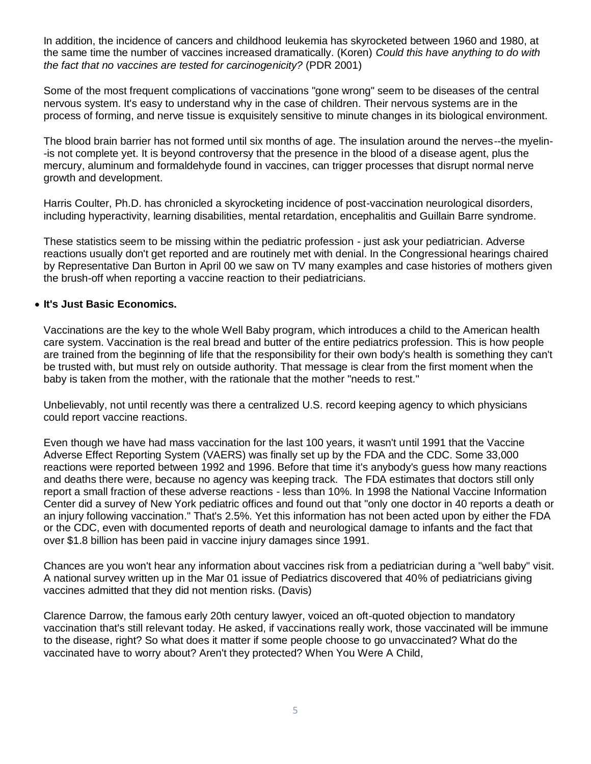In addition, the incidence of cancers and childhood leukemia has skyrocketed between 1960 and 1980, at the same time the number of vaccines increased dramatically. (Koren) *Could this have anything to do with the fact that no vaccines are tested for carcinogenicity?* (PDR 2001)

Some of the most frequent complications of vaccinations "gone wrong" seem to be diseases of the central nervous system. It's easy to understand why in the case of children. Their nervous systems are in the process of forming, and nerve tissue is exquisitely sensitive to minute changes in its biological environment.

The blood brain barrier has not formed until six months of age. The insulation around the nerves--the myelin--is not complete yet. It is beyond controversy that the presence in the blood of a disease agent, plus the mercury, aluminum and formaldehyde found in vaccines, can trigger processes that disrupt normal nerve growth and development.

Harris Coulter, Ph.D. has chronicled a skyrocketing incidence of post-vaccination neurological disorders, including hyperactivity, learning disabilities, mental retardation, encephalitis and Guillain Barre syndrome.

These statistics seem to be missing within the pediatric profession - just ask your pediatrician. Adverse reactions usually don't get reported and are routinely met with denial. In the Congressional hearings chaired by Representative Dan Burton in April 00 we saw on TV many examples and case histories of mothers given the brush-off when reporting a vaccine reaction to their pediatricians.

- **It's Just Basic Economics.**

Vaccinations are the key to the whole Well Baby program, which introduces a child to the American health care system. Vaccination is the real bread and butter of the entire pediatrics profession. This is how people are trained from the beginning of life that the responsibility for their own body's health is something they can't be trusted with, but must rely on outside authority. That message is clear from the first moment when the baby is taken from the mother, with the rationale that the mother "needs to rest."

Unbelievably, not until recently was there a centralized U.S. record keeping agency to which physicians could report vaccine reactions.

Even though we have had mass vaccination for the last 100 years, it wasn't until 1991 that the Vaccine Adverse Effect Reporting System (VAERS) was finally set up by the FDA and the CDC. Some 33,000 reactions were reported between 1992 and 1996. Before that time it's anybody's guess how many reactions and deaths there were, because no agency was keeping track. The FDA estimates that doctors still only report a small fraction of these adverse reactions - less than 10%. In 1998 the National Vaccine Information Center did a survey of New York pediatric offices and found out that "only one doctor in 40 reports a death or an injury following vaccination." That's 2.5%. Yet this information has not been acted upon by either the FDA or the CDC, even with documented reports of death and neurological damage to infants and the fact that over $1.8 billion has been paid in vaccine injury damages since 1991.

Chances are you won't hear any information about vaccines risk from a pediatrician during a "well baby" visit. A national survey written up in the Mar 01 issue of Pediatrics discovered that 40% of pediatricians giving vaccines admitted that they did not mention risks. (Davis)

Clarence Darrow, the famous early 20th century lawyer, voiced an oft-quoted objection to mandatory vaccination that's still relevant today. He asked, if vaccinations really work, those vaccinated will be immune to the disease, right? So what does it matter if some people choose to go unvaccinated? What do the vaccinated have to worry about? Aren't they protected? When You Were A Child,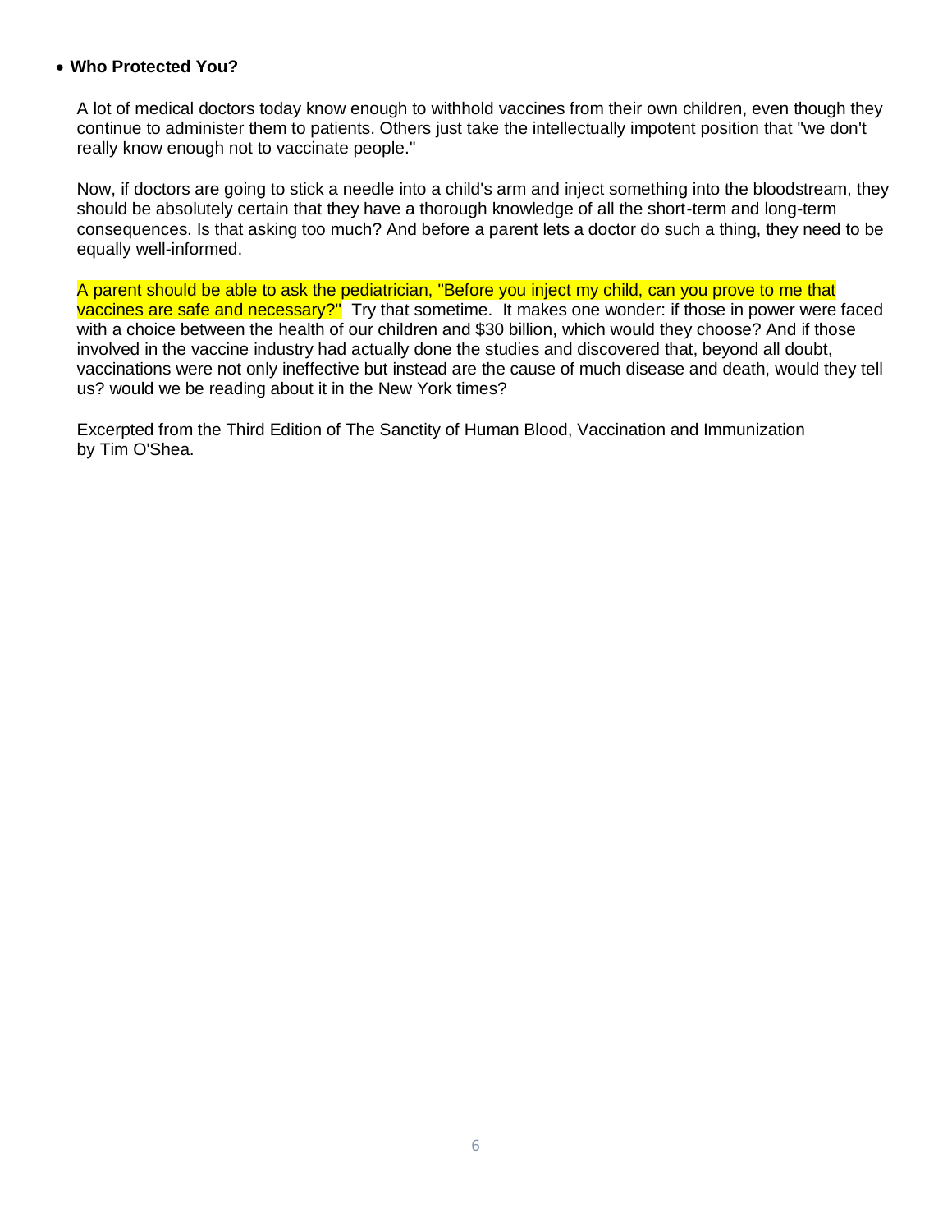- **Who Protected You?**

A lot of medical doctors today know enough to withhold vaccines from their own children, even though they continue to administer them to patients. Others just take the intellectually impotent position that "we don't really know enough not to vaccinate people."

Now, if doctors are going to stick a needle into a child's arm and inject something into the bloodstream, they should be absolutely certain that they have a thorough knowledge of all the short-term and long-term consequences. Is that asking too much? And before a parent lets a doctor do such a thing, they need to be equally well-informed.

A parent should be able to ask the pediatrician, "Before you inject my child, can you prove to me that vaccines are safe and necessary?" Try that sometime. It makes one wonder: if those in power were faced with a choice between the health of our children and $30 billion, which would they choose? And if those involved in the vaccine industry had actually done the studies and discovered that, beyond all doubt, vaccinations were not only ineffective but instead are the cause of much disease and death, would they tell us? would we be reading about it in the New York times?

Excerpted from the Third Edition of The Sanctity of Human Blood, Vaccination and Immunization by Tim O'Shea.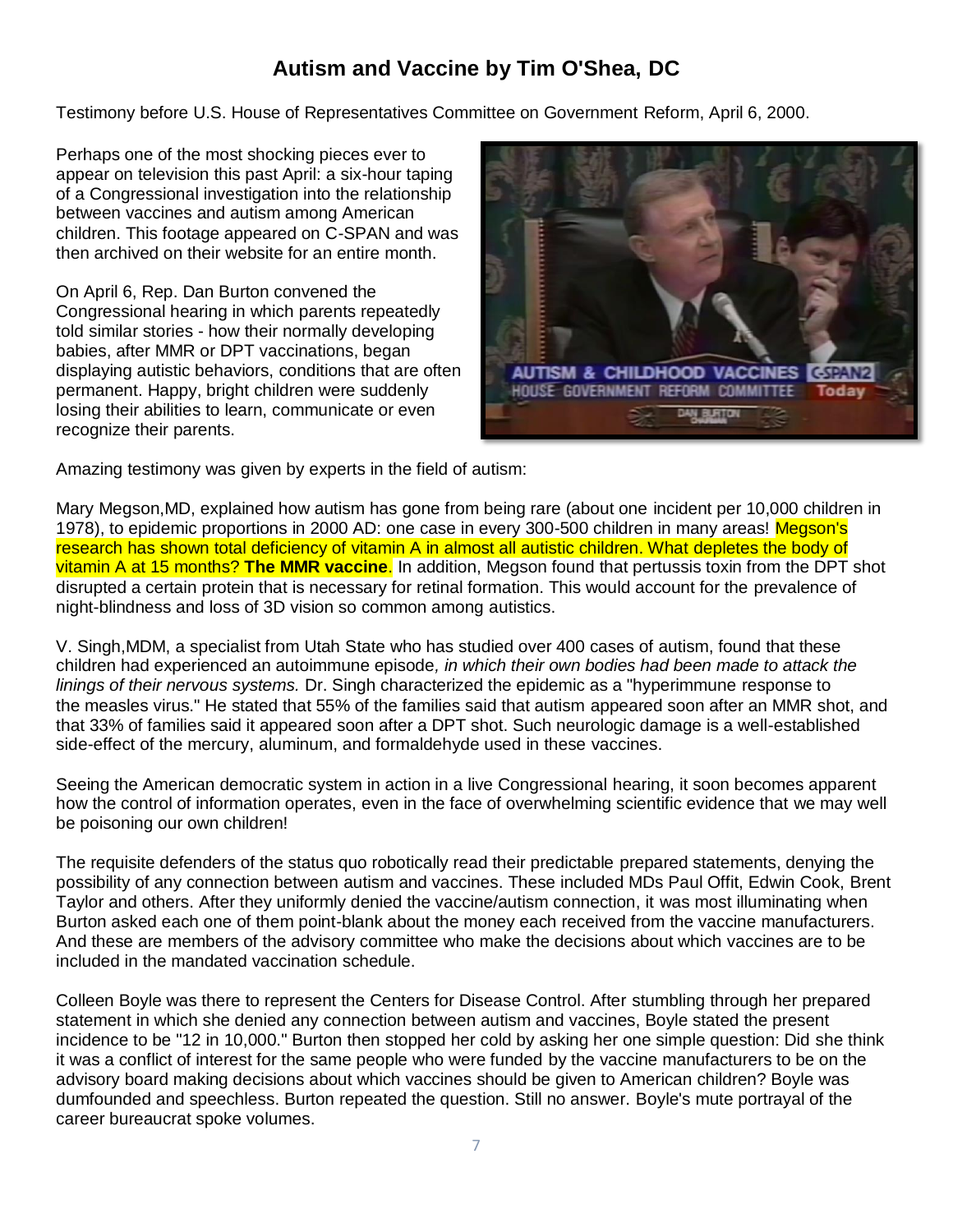# Autism and Vaccine by Tim O'Shea, DC

Testimony before U.S. House of Representatives Committee on Government Reform, April 6, 2000.

Perhaps one of the most shocking pieces ever to appear on television this past April: a six-hour taping of a Congressional investigation into the relationship between vaccines and autism among American children. This footage appeared on C-SPAN and was then archived on their website for an entire month.

On April 6, Rep. Dan Burton convened the Congressional hearing in which parents repeatedly told similar stories - how their normally developing babies, after MMR or DPT vaccinations, began displaying autistic behaviors, conditions that are often permanent. Happy, bright children were suddenly losing their abilities to learn, communicate or even recognize their parents.

Amazing testimony was given by experts in the field of autism:

Mary Megson,MD, explained how autism has gone from being rare (about one incident per 10,000 children in 1978), to epidemic proportions in 2000 AD: one case in every 300-500 children in many areas! Megson's research has shown total deficiency of vitamin A in almost all autistic children. What depletes the body of vitamin A at 15 months? **The MMR vaccine**. In addition, Megson found that pertussis toxin from the DPT shot disrupted a certain protein that is necessary for retinal formation. This would account for the prevalence of night-blindness and loss of 3D vision so common among autistics.

V. Singh,MDM, a specialist from Utah State who has studied over 400 cases of autism, found that these children had experienced an autoimmune episode*, in which their own bodies had been made to attack the linings of their nervous systems.* Dr. Singh characterized the epidemic as a "hyperimmune response to the measles virus." He stated that 55% of the families said that autism appeared soon after an MMR shot, and that 33% of families said it appeared soon after a DPT shot. Such neurologic damage is a well-established side-effect of the mercury, aluminum, and formaldehyde used in these vaccines.

Seeing the American democratic system in action in a live Congressional hearing, it soon becomes apparent how the control of information operates, even in the face of overwhelming scientific evidence that we may well be poisoning our own children!

The requisite defenders of the status quo robotically read their predictable prepared statements, denying the possibility of any connection between autism and vaccines. These included MDs Paul Offit, Edwin Cook, Brent Taylor and others. After they uniformly denied the vaccine/autism connection, it was most illuminating when Burton asked each one of them point-blank about the money each received from the vaccine manufacturers. And these are members of the advisory committee who make the decisions about which vaccines are to be included in the mandated vaccination schedule.

Colleen Boyle was there to represent the Centers for Disease Control. After stumbling through her prepared statement in which she denied any connection between autism and vaccines, Boyle stated the present incidence to be "12 in 10,000." Burton then stopped her cold by asking her one simple question: Did she think it was a conflict of interest for the same people who were funded by the vaccine manufacturers to be on the advisory board making decisions about which vaccines should be given to American children? Boyle was dumfounded and speechless. Burton repeated the question. Still no answer. Boyle's mute portrayal of the career bureaucrat spoke volumes.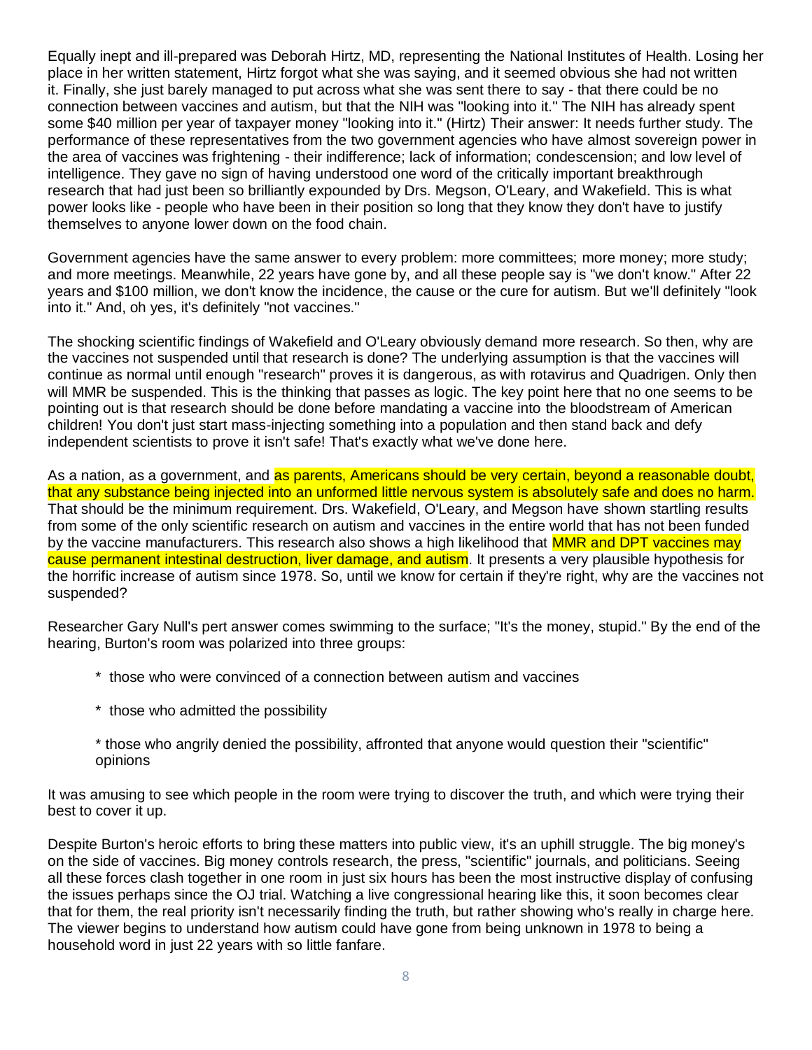Equally inept and ill-prepared was Deborah Hirtz, MD, representing the National Institutes of Health. Losing her place in her written statement, Hirtz forgot what she was saying, and it seemed obvious she had not written it. Finally, she just barely managed to put across what she was sent there to say - that there could be no connection between vaccines and autism, but that the NIH was "looking into it." The NIH has already spent some $40 million per year of taxpayer money "looking into it." (Hirtz) Their answer: It needs further study. The performance of these representatives from the two government agencies who have almost sovereign power in the area of vaccines was frightening - their indifference; lack of information; condescension; and low level of intelligence. They gave no sign of having understood one word of the critically important breakthrough research that had just been so brilliantly expounded by Drs. Megson, O'Leary, and Wakefield. This is what power looks like - people who have been in their position so long that they know they don't have to justify themselves to anyone lower down on the food chain.

Government agencies have the same answer to every problem: more committees; more money; more study; and more meetings. Meanwhile, 22 years have gone by, and all these people say is "we don't know." After 22 years and $100 million, we don't know the incidence, the cause or the cure for autism. But we'll definitely "look into it." And, oh yes, it's definitely "not vaccines."

The shocking scientific findings of Wakefield and O'Leary obviously demand more research. So then, why are the vaccines not suspended until that research is done? The underlying assumption is that the vaccines will continue as normal until enough "research" proves it is dangerous, as with rotavirus and Quadrigen. Only then will MMR be suspended. This is the thinking that passes as logic. The key point here that no one seems to be pointing out is that research should be done before mandating a vaccine into the bloodstream of American children! You don't just start mass-injecting something into a population and then stand back and defy independent scientists to prove it isn't safe! That's exactly what we've done here.

As a nation, as a government, and as parents, Americans should be very certain, beyond a reasonable doubt, that any substance being injected into an unformed little nervous system is absolutely safe and does no harm. That should be the minimum requirement. Drs. Wakefield, O'Leary, and Megson have shown startling results from some of the only scientific research on autism and vaccines in the entire world that has not been funded by the vaccine manufacturers. This research also shows a high likelihood that MMR and DPT vaccines may cause permanent intestinal destruction, liver damage, and autism. It presents a very plausible hypothesis for the horrific increase of autism since 1978. So, until we know for certain if they're right, why are the vaccines not suspended?

Researcher Gary Null's pert answer comes swimming to the surface; "It's the money, stupid." By the end of the hearing, Burton's room was polarized into three groups:

* those who were convinced of a connection between autism and vaccines
* those who admitted the possibility
* those who angrily denied the possibility, affronted that anyone would question their "scientific" opinions

It was amusing to see which people in the room were trying to discover the truth, and which were trying their best to cover it up.

Despite Burton's heroic efforts to bring these matters into public view, it's an uphill struggle. The big money's on the side of vaccines. Big money controls research, the press, "scientific" journals, and politicians. Seeing all these forces clash together in one room in just six hours has been the most instructive display of confusing the issues perhaps since the OJ trial. Watching a live congressional hearing like this, it soon becomes clear that for them, the real priority isn't necessarily finding the truth, but rather showing who's really in charge here. The viewer begins to understand how autism could have gone from being unknown in 1978 to being a household word in just 22 years with so little fanfare.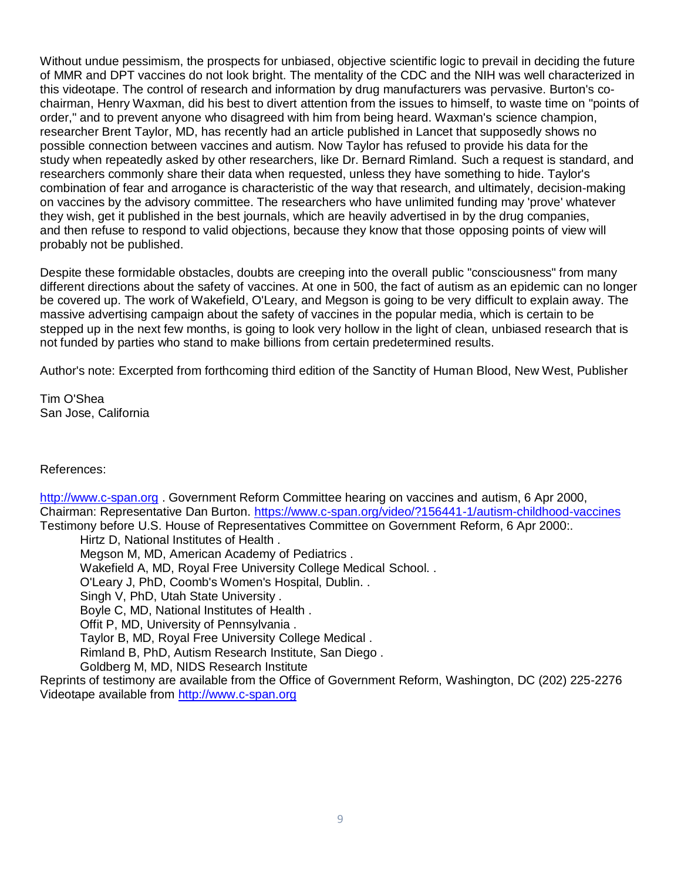Without undue pessimism, the prospects for unbiased, objective scientific logic to prevail in deciding the future of MMR and DPT vaccines do not look bright. The mentality of the CDC and the NIH was well characterized in this videotape. The control of research and information by drug manufacturers was pervasive. Burton's co-chairman, Henry Waxman, did his best to divert attention from the issues to himself, to waste time on "points of order," and to prevent anyone who disagreed with him from being heard. Waxman's science champion, researcher Brent Taylor, MD, has recently had an article published in Lancet that supposedly shows no possible connection between vaccines and autism. Now Taylor has refused to provide his data for the study when repeatedly asked by other researchers, like Dr. Bernard Rimland. Such a request is standard, and researchers commonly share their data when requested, unless they have something to hide. Taylor's combination of fear and arrogance is characteristic of the way that research, and ultimately, decision-making on vaccines by the advisory committee. The researchers who have unlimited funding may 'prove' whatever they wish, get it published in the best journals, which are heavily advertised in by the drug companies, and then refuse to respond to valid objections, because they know that those opposing points of view will probably not be published.

Despite these formidable obstacles, doubts are creeping into the overall public "consciousness" from many different directions about the safety of vaccines. At one in 500, the fact of autism as an epidemic can no longer be covered up. The work of Wakefield, O'Leary, and Megson is going to be very difficult to explain away. The massive advertising campaign about the safety of vaccines in the popular media, which is certain to be stepped up in the next few months, is going to look very hollow in the light of clean, unbiased research that is not funded by parties who stand to make billions from certain predetermined results.

Author's note: Excerpted from forthcoming third edition of the Sanctity of Human Blood, New West, Publisher

Tim O'Shea
San Jose, California

References:

http://www.c-span.org . Government Reform Committee hearing on vaccines and autism, 6 Apr 2000, Chairman: Representative Dan Burton. https://www.c-span.org/video/?156441-1/autism-childhood-vaccines
Testimony before U.S. House of Representatives Committee on Government Reform, 6 Apr 2000:.

- Hirtz D, National Institutes of Health .
- Megson M, MD, American Academy of Pediatrics .
- Wakefield A, MD, Royal Free University College Medical School. .
- O'Leary J, PhD, Coomb's Women's Hospital, Dublin. .
- Singh V, PhD, Utah State University .
- Boyle C, MD, National Institutes of Health .
- Offit P, MD, University of Pennsylvania .
- Taylor B, MD, Royal Free University College Medical .
- Rimland B, PhD, Autism Research Institute, San Diego .
- Goldberg M, MD, NIDS Research Institute

Reprints of testimony are available from the Office of Government Reform, Washington, DC (202) 225-2276
Videotape available from http://www.c-span.org